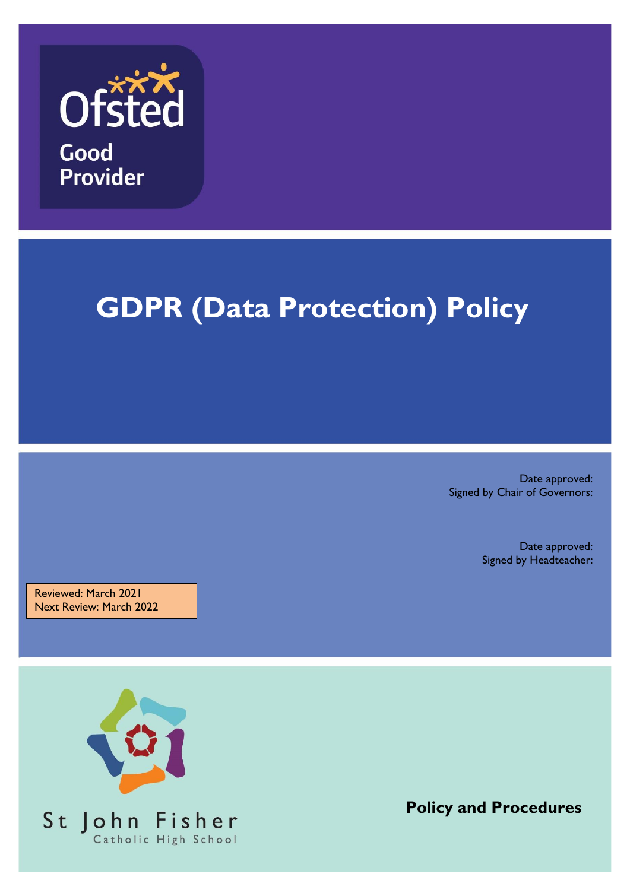Ofsted

Good Provider

# GDPR (Data Protection) Policy

Date approved:
Signed by Chair of Governors:

Date approved:
Signed by Headteacher:

Reviewed: March 2021
Next Review: March 2022

St John Fisher
Catholic High School

**Policy and Procedures**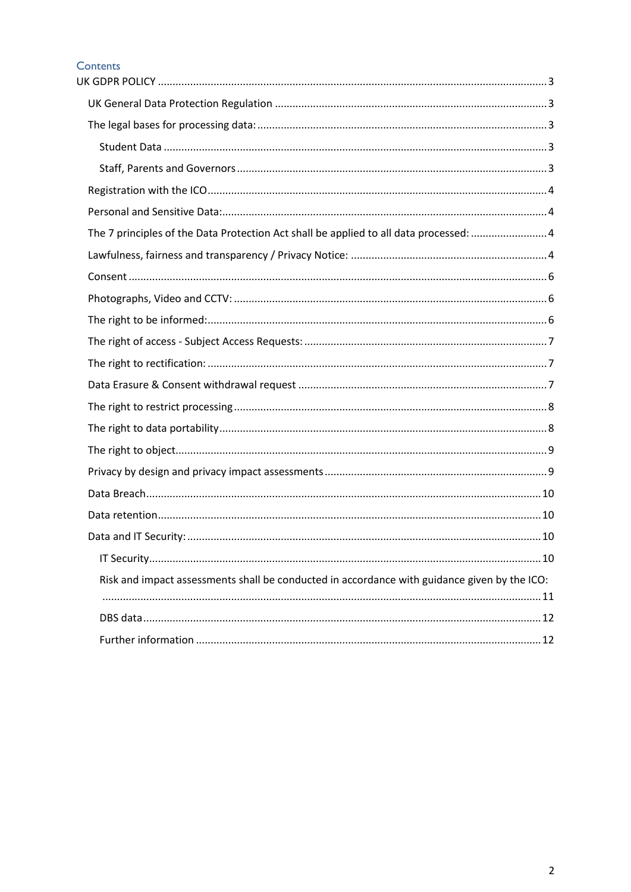## Contents

- UK GDPR POLICY ..... 3
  - UK General Data Protection Regulation ..... 3
  - The legal bases for processing data: ..... 3
    - Student Data ..... 3
    - Staff, Parents and Governors ..... 3
  - Registration with the ICO ..... 4
  - Personal and Sensitive Data: ..... 4
  - The 7 principles of the Data Protection Act shall be applied to all data processed: ..... 4
  - Lawfulness, fairness and transparency / Privacy Notice: ..... 4
  - Consent ..... 6
  - Photographs, Video and CCTV: ..... 6
  - The right to be informed: ..... 6
  - The right of access - Subject Access Requests: ..... 7
  - The right to rectification: ..... 7
  - Data Erasure & Consent withdrawal request ..... 7
  - The right to restrict processing ..... 8
  - The right to data portability ..... 8
  - The right to object ..... 9
  - Privacy by design and privacy impact assessments ..... 9
  - Data Breach ..... 10
  - Data retention ..... 10
  - Data and IT Security: ..... 10
    - IT Security ..... 10
    - Risk and impact assessments shall be conducted in accordance with guidance given by the ICO: ..... 11
    - DBS data ..... 12
    - Further information ..... 12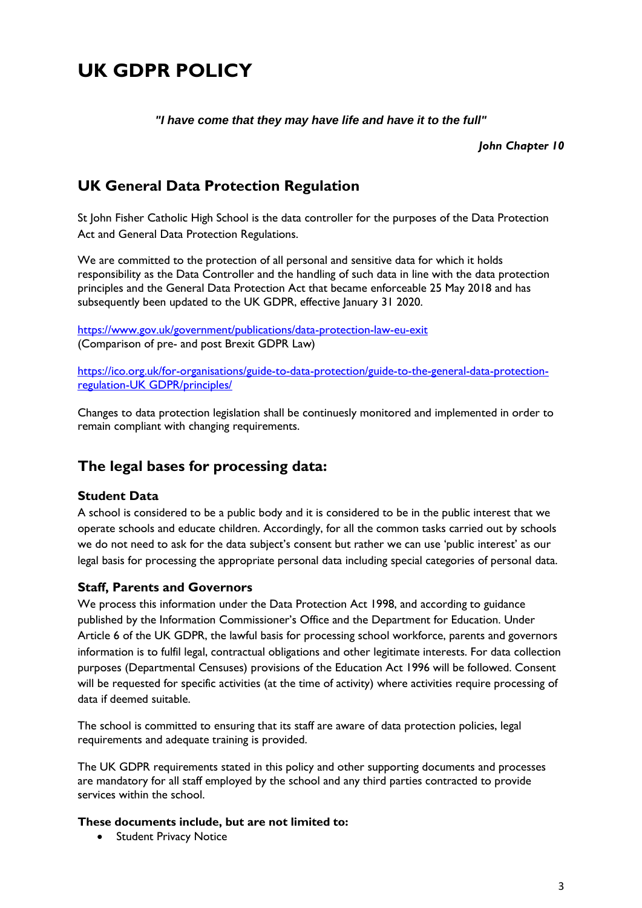# UK GDPR POLICY

***"I have come that they may have life and have it to the full"***

***John Chapter 10***

## UK General Data Protection Regulation

St John Fisher Catholic High School is the data controller for the purposes of the Data Protection Act and General Data Protection Regulations.

We are committed to the protection of all personal and sensitive data for which it holds responsibility as the Data Controller and the handling of such data in line with the data protection principles and the General Data Protection Act that became enforceable 25 May 2018 and has subsequently been updated to the UK GDPR, effective January 31 2020.

[https://www.gov.uk/government/publications/data-protection-law-eu-exit](https://www.gov.uk/government/publications/data-protection-law-eu-exit)
(Comparison of pre- and post Brexit GDPR Law)

[https://ico.org.uk/for-organisations/guide-to-data-protection/guide-to-the-general-data-protection-regulation-UK GDPR/principles/](https://ico.org.uk/for-organisations/guide-to-data-protection/guide-to-the-general-data-protection-regulation-UK GDPR/principles/)

Changes to data protection legislation shall be continuesly monitored and implemented in order to remain compliant with changing requirements.

## The legal bases for processing data:

### Student Data

A school is considered to be a public body and it is considered to be in the public interest that we operate schools and educate children. Accordingly, for all the common tasks carried out by schools we do not need to ask for the data subject's consent but rather we can use 'public interest' as our legal basis for processing the appropriate personal data including special categories of personal data.

### Staff, Parents and Governors

We process this information under the Data Protection Act 1998, and according to guidance published by the Information Commissioner's Office and the Department for Education. Under Article 6 of the UK GDPR, the lawful basis for processing school workforce, parents and governors information is to fulfil legal, contractual obligations and other legitimate interests. For data collection purposes (Departmental Censuses) provisions of the Education Act 1996 will be followed. Consent will be requested for specific activities (at the time of activity) where activities require processing of data if deemed suitable.

The school is committed to ensuring that its staff are aware of data protection policies, legal requirements and adequate training is provided.

The UK GDPR requirements stated in this policy and other supporting documents and processes are mandatory for all staff employed by the school and any third parties contracted to provide services within the school.

**These documents include, but are not limited to:**

- Student Privacy Notice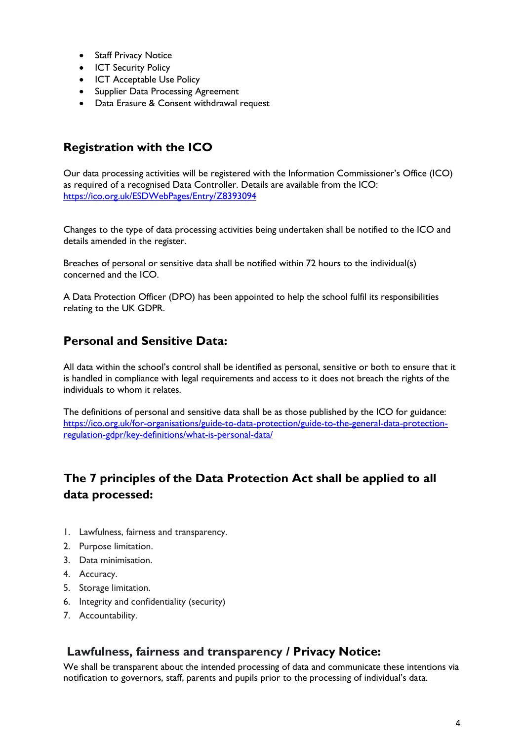- Staff Privacy Notice
- ICT Security Policy
- ICT Acceptable Use Policy
- Supplier Data Processing Agreement
- Data Erasure & Consent withdrawal request

## Registration with the ICO

Our data processing activities will be registered with the Information Commissioner's Office (ICO) as required of a recognised Data Controller. Details are available from the ICO: [https://ico.org.uk/ESDWebPages/Entry/Z8393094](https://ico.org.uk/ESDWebPages/Entry/Z8393094)

Changes to the type of data processing activities being undertaken shall be notified to the ICO and details amended in the register.

Breaches of personal or sensitive data shall be notified within 72 hours to the individual(s) concerned and the ICO.

A Data Protection Officer (DPO) has been appointed to help the school fulfil its responsibilities relating to the UK GDPR.

## Personal and Sensitive Data:

All data within the school's control shall be identified as personal, sensitive or both to ensure that it is handled in compliance with legal requirements and access to it does not breach the rights of the individuals to whom it relates.

The definitions of personal and sensitive data shall be as those published by the ICO for guidance: [https://ico.org.uk/for-organisations/guide-to-data-protection/guide-to-the-general-data-protection-regulation-gdpr/key-definitions/what-is-personal-data/](https://ico.org.uk/for-organisations/guide-to-data-protection/guide-to-the-general-data-protection-regulation-gdpr/key-definitions/what-is-personal-data/)

## The 7 principles of the Data Protection Act shall be applied to all data processed:

1. Lawfulness, fairness and transparency.
2. Purpose limitation.
3. Data minimisation.
4. Accuracy.
5. Storage limitation.
6. Integrity and confidentiality (security)
7. Accountability.

## Lawfulness, fairness and transparency / Privacy Notice:

We shall be transparent about the intended processing of data and communicate these intentions via notification to governors, staff, parents and pupils prior to the processing of individual's data.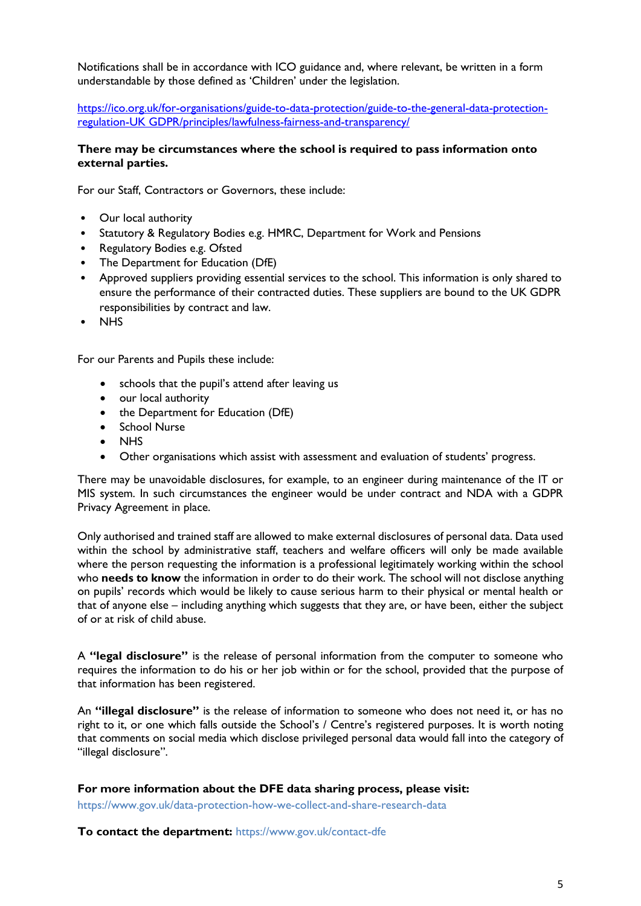Notifications shall be in accordance with ICO guidance and, where relevant, be written in a form understandable by those defined as 'Children' under the legislation.

https://ico.org.uk/for-organisations/guide-to-data-protection/guide-to-the-general-data-protection-regulation-UK GDPR/principles/lawfulness-fairness-and-transparency/

**There may be circumstances where the school is required to pass information onto external parties.**

For our Staff, Contractors or Governors, these include:

- Our local authority
- Statutory & Regulatory Bodies e.g. HMRC, Department for Work and Pensions
- Regulatory Bodies e.g. Ofsted
- The Department for Education (DfE)
- Approved suppliers providing essential services to the school. This information is only shared to ensure the performance of their contracted duties. These suppliers are bound to the UK GDPR responsibilities by contract and law.
- NHS

For our Parents and Pupils these include:

- schools that the pupil's attend after leaving us
- our local authority
- the Department for Education (DfE)
- School Nurse
- NHS
- Other organisations which assist with assessment and evaluation of students' progress.

There may be unavoidable disclosures, for example, to an engineer during maintenance of the IT or MIS system. In such circumstances the engineer would be under contract and NDA with a GDPR Privacy Agreement in place.

Only authorised and trained staff are allowed to make external disclosures of personal data. Data used within the school by administrative staff, teachers and welfare officers will only be made available where the person requesting the information is a professional legitimately working within the school who **needs to know** the information in order to do their work. The school will not disclose anything on pupils' records which would be likely to cause serious harm to their physical or mental health or that of anyone else – including anything which suggests that they are, or have been, either the subject of or at risk of child abuse.

A **"legal disclosure"** is the release of personal information from the computer to someone who requires the information to do his or her job within or for the school, provided that the purpose of that information has been registered.

An **"illegal disclosure"** is the release of information to someone who does not need it, or has no right to it, or one which falls outside the School's / Centre's registered purposes. It is worth noting that comments on social media which disclose privileged personal data would fall into the category of "illegal disclosure".

**For more information about the DFE data sharing process, please visit:**
https://www.gov.uk/data-protection-how-we-collect-and-share-research-data

**To contact the department:** https://www.gov.uk/contact-dfe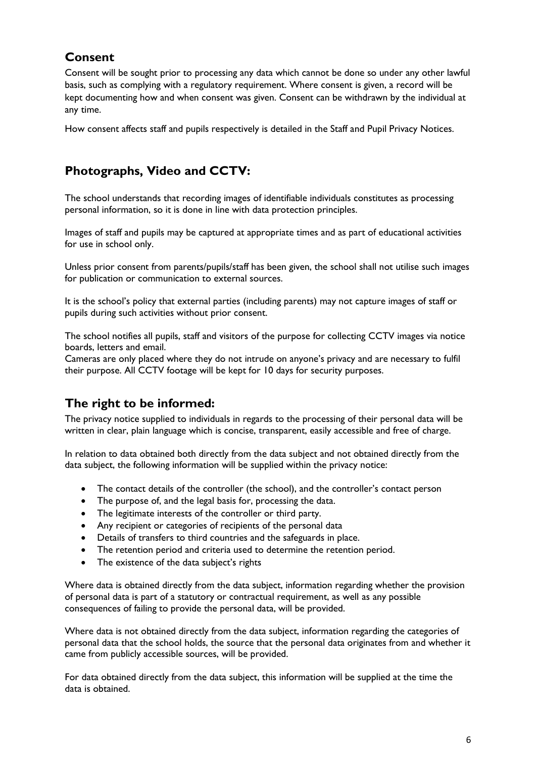## Consent

Consent will be sought prior to processing any data which cannot be done so under any other lawful basis, such as complying with a regulatory requirement. Where consent is given, a record will be kept documenting how and when consent was given. Consent can be withdrawn by the individual at any time.

How consent affects staff and pupils respectively is detailed in the Staff and Pupil Privacy Notices.

## Photographs, Video and CCTV:

The school understands that recording images of identifiable individuals constitutes as processing personal information, so it is done in line with data protection principles.

Images of staff and pupils may be captured at appropriate times and as part of educational activities for use in school only.

Unless prior consent from parents/pupils/staff has been given, the school shall not utilise such images for publication or communication to external sources.

It is the school's policy that external parties (including parents) may not capture images of staff or pupils during such activities without prior consent.

The school notifies all pupils, staff and visitors of the purpose for collecting CCTV images via notice boards, letters and email.
Cameras are only placed where they do not intrude on anyone's privacy and are necessary to fulfil their purpose. All CCTV footage will be kept for 10 days for security purposes.

## The right to be informed:

The privacy notice supplied to individuals in regards to the processing of their personal data will be written in clear, plain language which is concise, transparent, easily accessible and free of charge.

In relation to data obtained both directly from the data subject and not obtained directly from the data subject, the following information will be supplied within the privacy notice:

- The contact details of the controller (the school), and the controller's contact person
- The purpose of, and the legal basis for, processing the data.
- The legitimate interests of the controller or third party.
- Any recipient or categories of recipients of the personal data
- Details of transfers to third countries and the safeguards in place.
- The retention period and criteria used to determine the retention period.
- The existence of the data subject's rights

Where data is obtained directly from the data subject, information regarding whether the provision of personal data is part of a statutory or contractual requirement, as well as any possible consequences of failing to provide the personal data, will be provided.

Where data is not obtained directly from the data subject, information regarding the categories of personal data that the school holds, the source that the personal data originates from and whether it came from publicly accessible sources, will be provided.

For data obtained directly from the data subject, this information will be supplied at the time the data is obtained.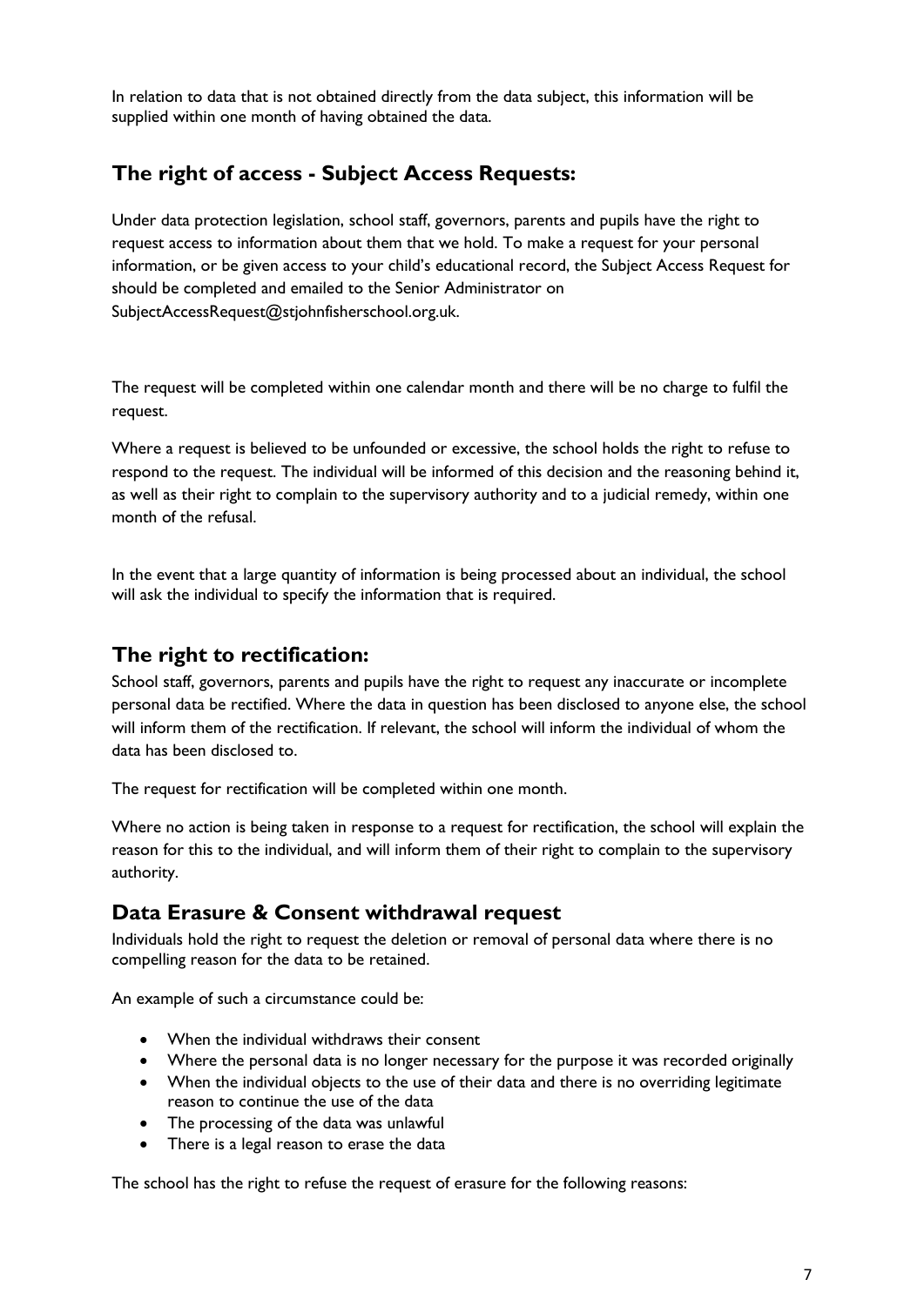In relation to data that is not obtained directly from the data subject, this information will be supplied within one month of having obtained the data.

## The right of access - Subject Access Requests:

Under data protection legislation, school staff, governors, parents and pupils have the right to request access to information about them that we hold. To make a request for your personal information, or be given access to your child's educational record, the Subject Access Request for should be completed and emailed to the Senior Administrator on SubjectAccessRequest@stjohnfisherschool.org.uk.

The request will be completed within one calendar month and there will be no charge to fulfil the request.

Where a request is believed to be unfounded or excessive, the school holds the right to refuse to respond to the request. The individual will be informed of this decision and the reasoning behind it, as well as their right to complain to the supervisory authority and to a judicial remedy, within one month of the refusal.

In the event that a large quantity of information is being processed about an individual, the school will ask the individual to specify the information that is required.

## The right to rectification:

School staff, governors, parents and pupils have the right to request any inaccurate or incomplete personal data be rectified. Where the data in question has been disclosed to anyone else, the school will inform them of the rectification. If relevant, the school will inform the individual of whom the data has been disclosed to.

The request for rectification will be completed within one month.

Where no action is being taken in response to a request for rectification, the school will explain the reason for this to the individual, and will inform them of their right to complain to the supervisory authority.

## Data Erasure & Consent withdrawal request

Individuals hold the right to request the deletion or removal of personal data where there is no compelling reason for the data to be retained.

An example of such a circumstance could be:

- When the individual withdraws their consent
- Where the personal data is no longer necessary for the purpose it was recorded originally
- When the individual objects to the use of their data and there is no overriding legitimate reason to continue the use of the data
- The processing of the data was unlawful
- There is a legal reason to erase the data

The school has the right to refuse the request of erasure for the following reasons: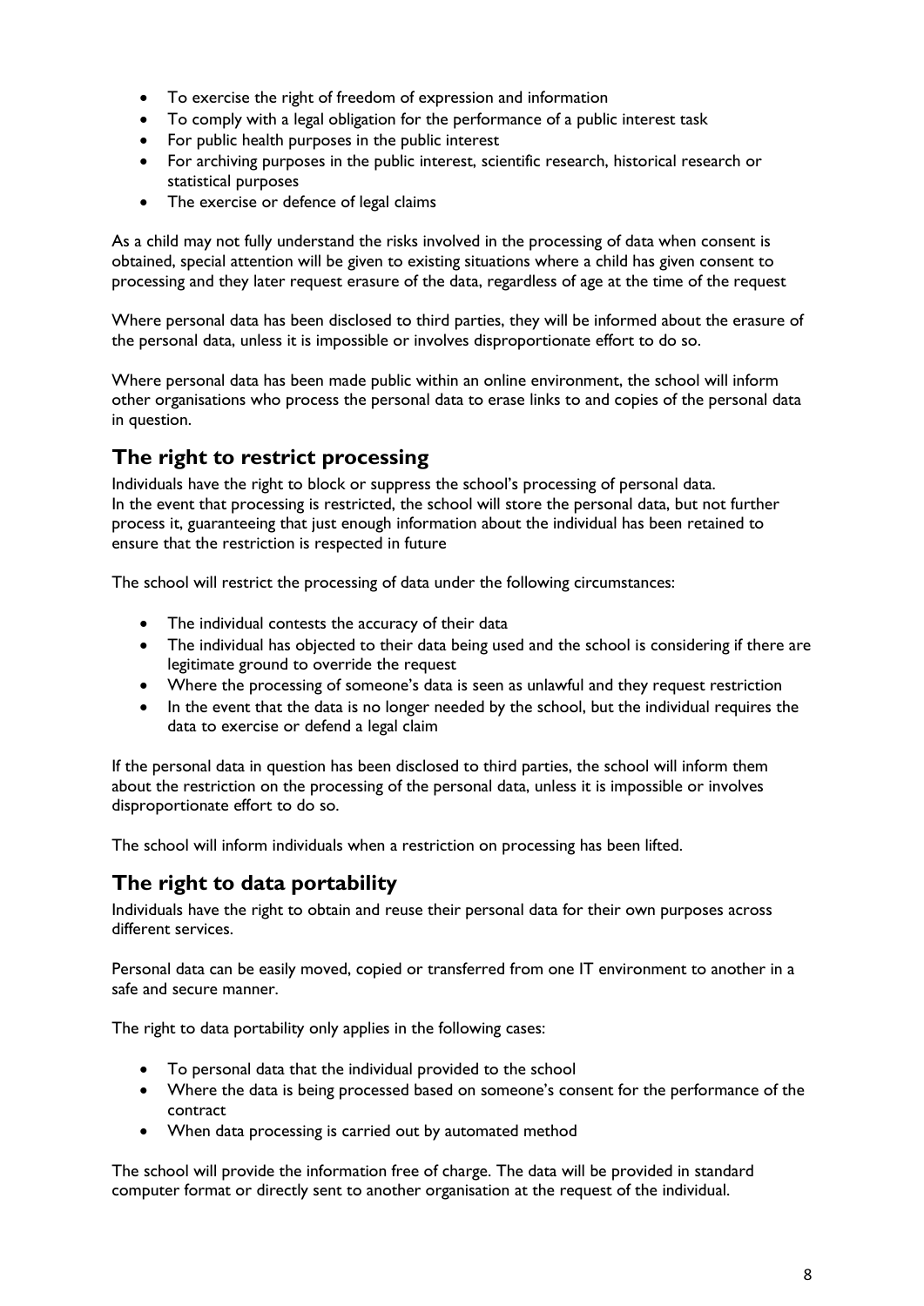- To exercise the right of freedom of expression and information
- To comply with a legal obligation for the performance of a public interest task
- For public health purposes in the public interest
- For archiving purposes in the public interest, scientific research, historical research or statistical purposes
- The exercise or defence of legal claims

As a child may not fully understand the risks involved in the processing of data when consent is obtained, special attention will be given to existing situations where a child has given consent to processing and they later request erasure of the data, regardless of age at the time of the request

Where personal data has been disclosed to third parties, they will be informed about the erasure of the personal data, unless it is impossible or involves disproportionate effort to do so.

Where personal data has been made public within an online environment, the school will inform other organisations who process the personal data to erase links to and copies of the personal data in question.

## The right to restrict processing

Individuals have the right to block or suppress the school's processing of personal data.
In the event that processing is restricted, the school will store the personal data, but not further process it, guaranteeing that just enough information about the individual has been retained to ensure that the restriction is respected in future

The school will restrict the processing of data under the following circumstances:

- The individual contests the accuracy of their data
- The individual has objected to their data being used and the school is considering if there are legitimate ground to override the request
- Where the processing of someone's data is seen as unlawful and they request restriction
- In the event that the data is no longer needed by the school, but the individual requires the data to exercise or defend a legal claim

If the personal data in question has been disclosed to third parties, the school will inform them about the restriction on the processing of the personal data, unless it is impossible or involves disproportionate effort to do so.

The school will inform individuals when a restriction on processing has been lifted.

## The right to data portability

Individuals have the right to obtain and reuse their personal data for their own purposes across different services.

Personal data can be easily moved, copied or transferred from one IT environment to another in a safe and secure manner.

The right to data portability only applies in the following cases:

- To personal data that the individual provided to the school
- Where the data is being processed based on someone's consent for the performance of the contract
- When data processing is carried out by automated method

The school will provide the information free of charge. The data will be provided in standard computer format or directly sent to another organisation at the request of the individual.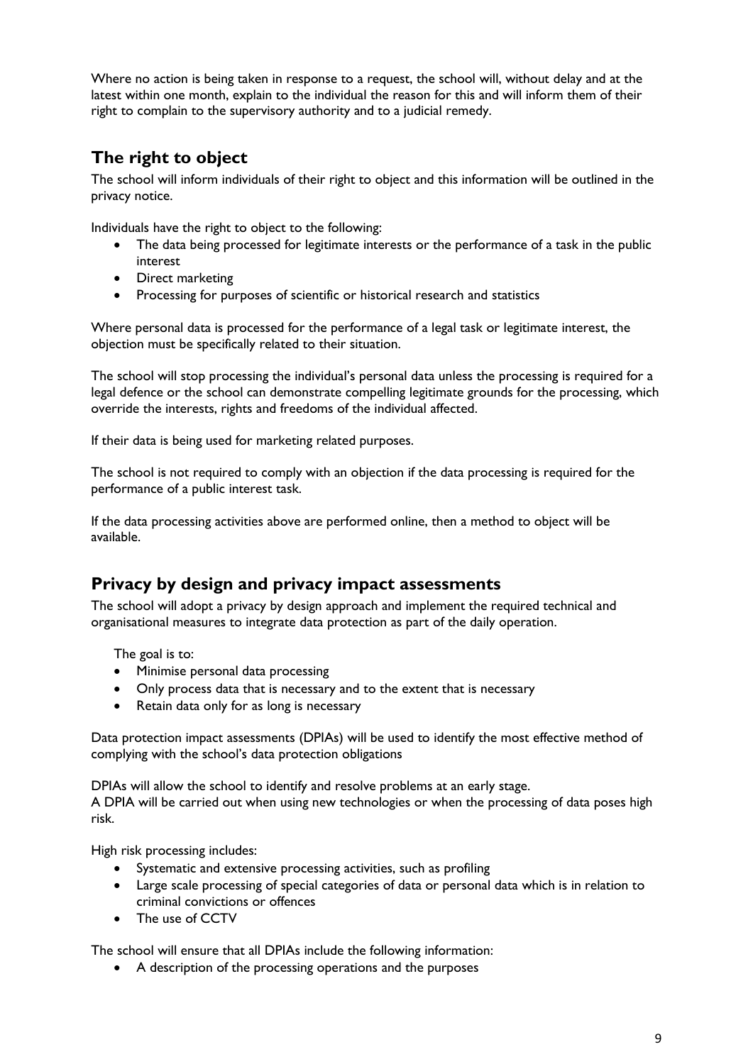Where no action is being taken in response to a request, the school will, without delay and at the latest within one month, explain to the individual the reason for this and will inform them of their right to complain to the supervisory authority and to a judicial remedy.

## The right to object

The school will inform individuals of their right to object and this information will be outlined in the privacy notice.

Individuals have the right to object to the following:

- The data being processed for legitimate interests or the performance of a task in the public interest
- Direct marketing
- Processing for purposes of scientific or historical research and statistics

Where personal data is processed for the performance of a legal task or legitimate interest, the objection must be specifically related to their situation.

The school will stop processing the individual's personal data unless the processing is required for a legal defence or the school can demonstrate compelling legitimate grounds for the processing, which override the interests, rights and freedoms of the individual affected.

If their data is being used for marketing related purposes.

The school is not required to comply with an objection if the data processing is required for the performance of a public interest task.

If the data processing activities above are performed online, then a method to object will be available.

## Privacy by design and privacy impact assessments

The school will adopt a privacy by design approach and implement the required technical and organisational measures to integrate data protection as part of the daily operation.

The goal is to:

- Minimise personal data processing
- Only process data that is necessary and to the extent that is necessary
- Retain data only for as long is necessary

Data protection impact assessments (DPIAs) will be used to identify the most effective method of complying with the school's data protection obligations

DPIAs will allow the school to identify and resolve problems at an early stage.
A DPIA will be carried out when using new technologies or when the processing of data poses high risk.

High risk processing includes:

- Systematic and extensive processing activities, such as profiling
- Large scale processing of special categories of data or personal data which is in relation to criminal convictions or offences
- The use of CCTV

The school will ensure that all DPIAs include the following information:

- A description of the processing operations and the purposes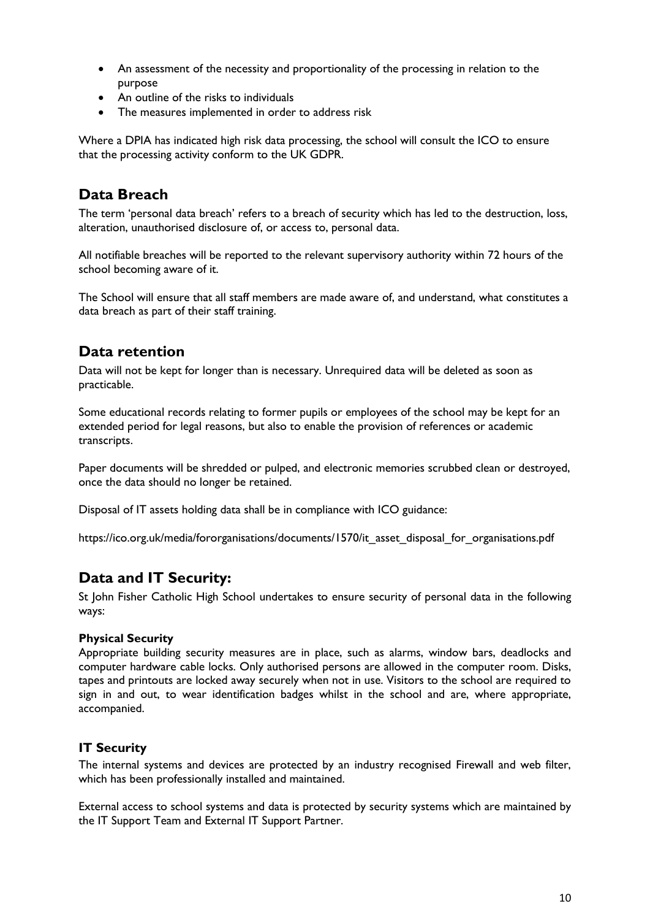- An assessment of the necessity and proportionality of the processing in relation to the purpose
- An outline of the risks to individuals
- The measures implemented in order to address risk

Where a DPIA has indicated high risk data processing, the school will consult the ICO to ensure that the processing activity conform to the UK GDPR.

## Data Breach

The term 'personal data breach' refers to a breach of security which has led to the destruction, loss, alteration, unauthorised disclosure of, or access to, personal data.

All notifiable breaches will be reported to the relevant supervisory authority within 72 hours of the school becoming aware of it.

The School will ensure that all staff members are made aware of, and understand, what constitutes a data breach as part of their staff training.

## Data retention

Data will not be kept for longer than is necessary. Unrequired data will be deleted as soon as practicable.

Some educational records relating to former pupils or employees of the school may be kept for an extended period for legal reasons, but also to enable the provision of references or academic transcripts.

Paper documents will be shredded or pulped, and electronic memories scrubbed clean or destroyed, once the data should no longer be retained.

Disposal of IT assets holding data shall be in compliance with ICO guidance:

https://ico.org.uk/media/fororganisations/documents/1570/it_asset_disposal_for_organisations.pdf

## Data and IT Security:

St John Fisher Catholic High School undertakes to ensure security of personal data in the following ways:

**Physical Security**
Appropriate building security measures are in place, such as alarms, window bars, deadlocks and computer hardware cable locks. Only authorised persons are allowed in the computer room. Disks, tapes and printouts are locked away securely when not in use. Visitors to the school are required to sign in and out, to wear identification badges whilst in the school and are, where appropriate, accompanied.

### IT Security

The internal systems and devices are protected by an industry recognised Firewall and web filter, which has been professionally installed and maintained.

External access to school systems and data is protected by security systems which are maintained by the IT Support Team and External IT Support Partner.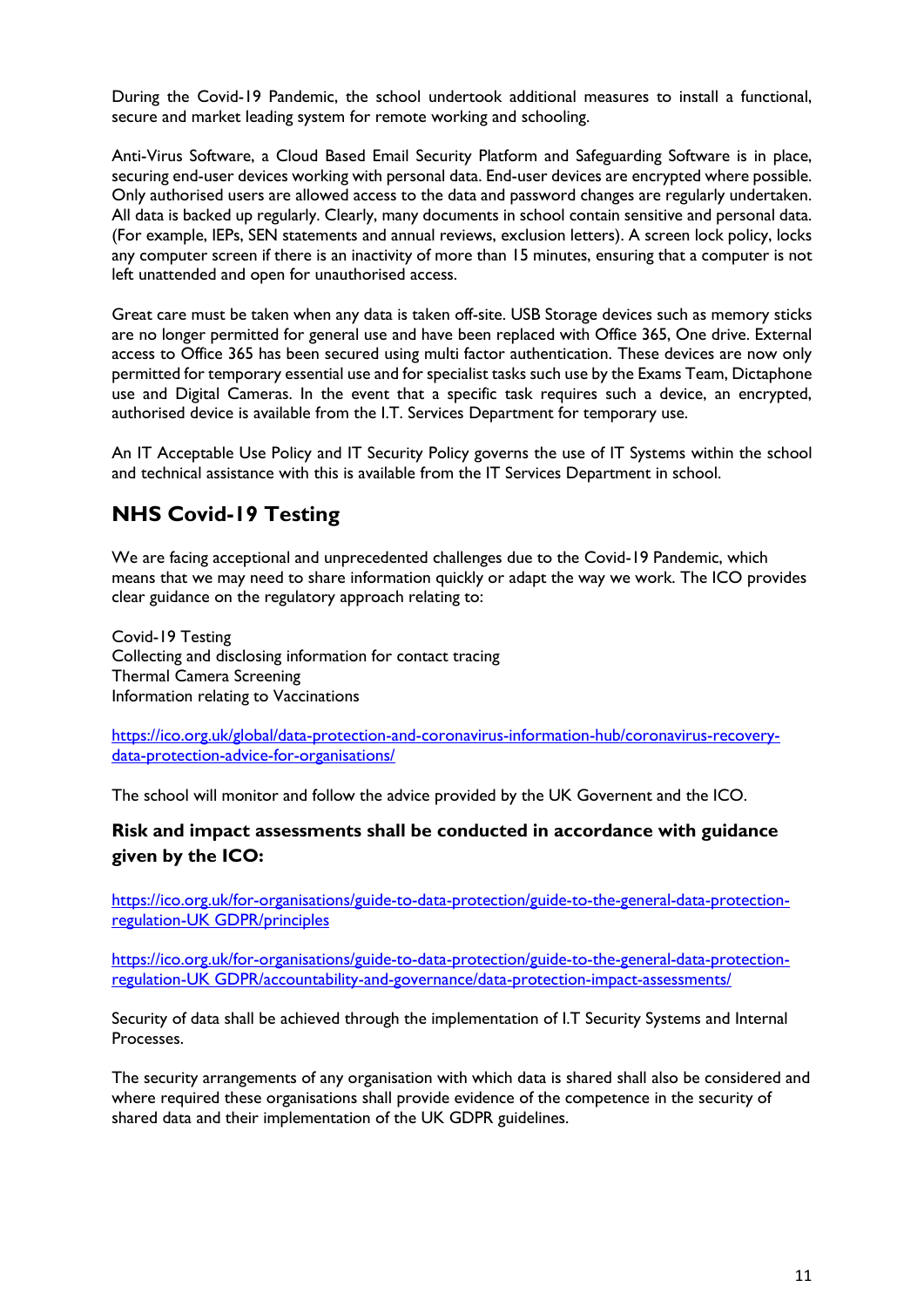During the Covid-19 Pandemic, the school undertook additional measures to install a functional, secure and market leading system for remote working and schooling.

Anti-Virus Software, a Cloud Based Email Security Platform and Safeguarding Software is in place, securing end-user devices working with personal data. End-user devices are encrypted where possible. Only authorised users are allowed access to the data and password changes are regularly undertaken. All data is backed up regularly. Clearly, many documents in school contain sensitive and personal data. (For example, IEPs, SEN statements and annual reviews, exclusion letters). A screen lock policy, locks any computer screen if there is an inactivity of more than 15 minutes, ensuring that a computer is not left unattended and open for unauthorised access.

Great care must be taken when any data is taken off-site. USB Storage devices such as memory sticks are no longer permitted for general use and have been replaced with Office 365, One drive. External access to Office 365 has been secured using multi factor authentication. These devices are now only permitted for temporary essential use and for specialist tasks such use by the Exams Team, Dictaphone use and Digital Cameras. In the event that a specific task requires such a device, an encrypted, authorised device is available from the I.T. Services Department for temporary use.

An IT Acceptable Use Policy and IT Security Policy governs the use of IT Systems within the school and technical assistance with this is available from the IT Services Department in school.

## NHS Covid-19 Testing

We are facing acceptional and unprecedented challenges due to the Covid-19 Pandemic, which means that we may need to share information quickly or adapt the way we work. The ICO provides clear guidance on the regulatory approach relating to:

Covid-19 Testing
Collecting and disclosing information for contact tracing
Thermal Camera Screening
Information relating to Vaccinations

https://ico.org.uk/global/data-protection-and-coronavirus-information-hub/coronavirus-recovery-data-protection-advice-for-organisations/

The school will monitor and follow the advice provided by the UK Governent and the ICO.

### Risk and impact assessments shall be conducted in accordance with guidance given by the ICO:

https://ico.org.uk/for-organisations/guide-to-data-protection/guide-to-the-general-data-protection-regulation-UK GDPR/principles

https://ico.org.uk/for-organisations/guide-to-data-protection/guide-to-the-general-data-protection-regulation-UK GDPR/accountability-and-governance/data-protection-impact-assessments/

Security of data shall be achieved through the implementation of I.T Security Systems and Internal Processes.

The security arrangements of any organisation with which data is shared shall also be considered and where required these organisations shall provide evidence of the competence in the security of shared data and their implementation of the UK GDPR guidelines.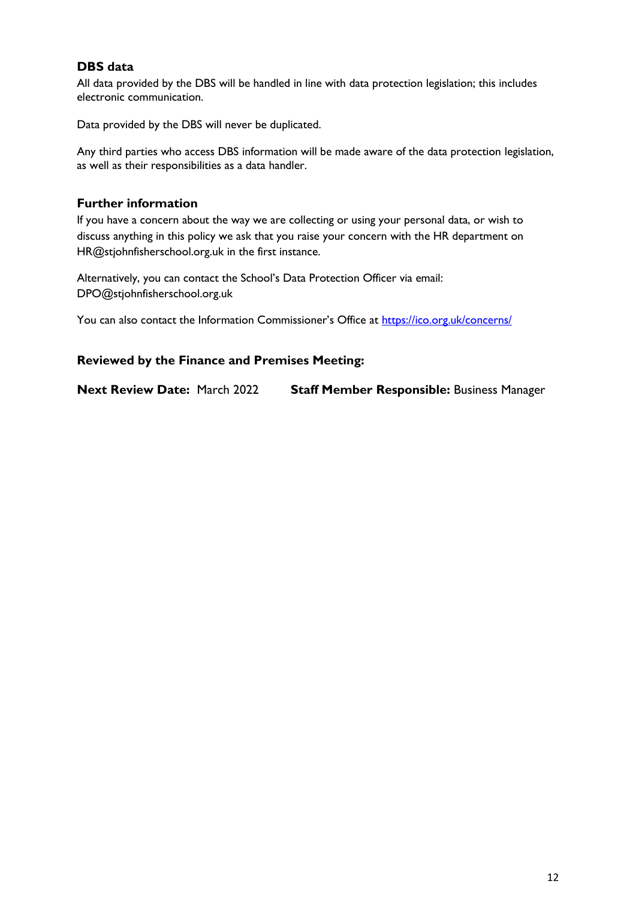### DBS data

All data provided by the DBS will be handled in line with data protection legislation; this includes electronic communication.

Data provided by the DBS will never be duplicated.

Any third parties who access DBS information will be made aware of the data protection legislation, as well as their responsibilities as a data handler.

### Further information

If you have a concern about the way we are collecting or using your personal data, or wish to discuss anything in this policy we ask that you raise your concern with the HR department on HR@stjohnfisherschool.org.uk in the first instance.

Alternatively, you can contact the School's Data Protection Officer via email: DPO@stjohnfisherschool.org.uk

You can also contact the Information Commissioner's Office at https://ico.org.uk/concerns/

**Reviewed by the Finance and Premises Meeting:**

**Next Review Date:** March 2022 **Staff Member Responsible:** Business Manager